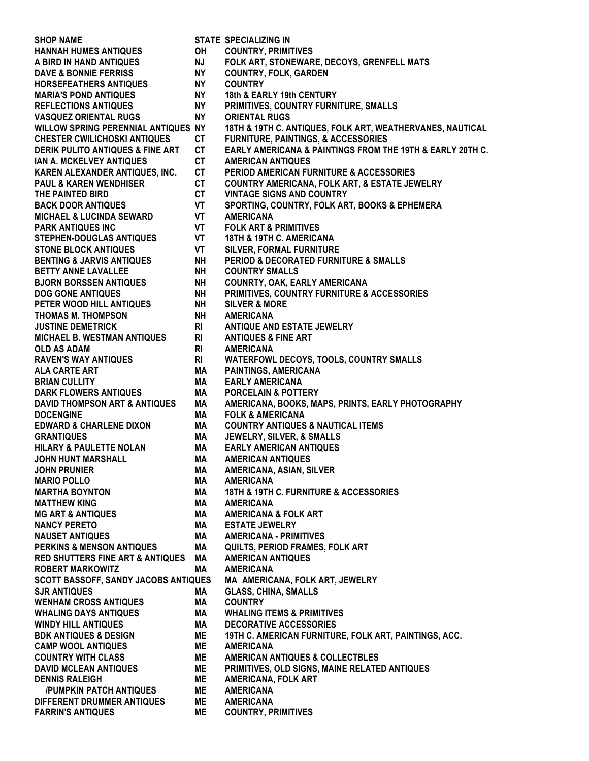| SHOP NAME | STATE | SPECIALIZING IN |
|---|---|---|
| HANNAH HUMES ANTIQUES | OH | COUNTRY, PRIMITIVES |
| A BIRD IN HAND ANTIQUES | NJ | FOLK ART, STONEWARE, DECOYS, GRENFELL MATS |
| DAVE & BONNIE FERRISS | NY | COUNTRY, FOLK, GARDEN |
| HORSEFEATHERS ANTIQUES | NY | COUNTRY |
| MARIA'S POND ANTIQUES | NY | 18th & EARLY 19th CENTURY |
| REFLECTIONS ANTIQUES | NY | PRIMITIVES, COUNTRY FURNITURE, SMALLS |
| VASQUEZ ORIENTAL RUGS | NY | ORIENTAL RUGS |
| WILLOW SPRING PERENNIAL ANTIQUES | NY | 18TH & 19TH C. ANTIQUES, FOLK ART, WEATHERVANES, NAUTICAL |
| CHESTER CWILICHOSKI ANTIQUES | CT | FURNITURE, PAINTINGS, & ACCESSORIES |
| DERIK PULITO ANTIQUES & FINE ART | CT | EARLY AMERICANA & PAINTINGS FROM THE 19TH & EARLY 20TH C. |
| IAN A. MCKELVEY ANTIQUES | CT | AMERICAN ANTIQUES |
| KAREN ALEXANDER ANTIQUES, INC. | CT | PERIOD AMERICAN FURNITURE & ACCESSORIES |
| PAUL & KAREN WENDHISER | CT | COUNTRY AMERICANA, FOLK ART, & ESTATE JEWELRY |
| THE PAINTED BIRD | CT | VINTAGE SIGNS AND COUNTRY |
| BACK DOOR ANTIQUES | VT | SPORTING, COUNTRY, FOLK ART, BOOKS & EPHEMERA |
| MICHAEL & LUCINDA SEWARD | VT | AMERICANA |
| PARK ANTIQUES INC | VT | FOLK ART & PRIMITIVES |
| STEPHEN-DOUGLAS ANTIQUES | VT | 18TH & 19TH C. AMERICANA |
| STONE BLOCK ANTIQUES | VT | SILVER, FORMAL FURNITURE |
| BENTING & JARVIS ANTIQUES | NH | PERIOD & DECORATED FURNITURE & SMALLS |
| BETTY ANNE LAVALLEE | NH | COUNTRY SMALLS |
| BJORN BORSSEN ANTIQUES | NH | COUNRTY, OAK, EARLY AMERICANA |
| DOG GONE ANTIQUES | NH | PRIMITIVES, COUNTRY FURNITURE & ACCESSORIES |
| PETER WOOD HILL ANTIQUES | NH | SILVER & MORE |
| THOMAS M. THOMPSON | NH | AMERICANA |
| JUSTINE DEMETRICK | RI | ANTIQUE AND ESTATE JEWELRY |
| MICHAEL B. WESTMAN ANTIQUES | RI | ANTIQUES & FINE ART |
| OLD AS ADAM | RI | AMERICANA |
| RAVEN'S WAY ANTIQUES | RI | WATERFOWL DECOYS, TOOLS, COUNTRY SMALLS |
| ALA CARTE ART | MA | PAINTINGS, AMERICANA |
| BRIAN CULLITY | MA | EARLY AMERICANA |
| DARK FLOWERS ANTIQUES | MA | PORCELAIN & POTTERY |
| DAVID THOMPSON ART & ANTIQUES | MA | AMERICANA, BOOKS, MAPS, PRINTS, EARLY PHOTOGRAPHY |
| DOCENGINE | MA | FOLK & AMERICANA |
| EDWARD & CHARLENE DIXON | MA | COUNTRY ANTIQUES & NAUTICAL ITEMS |
| GRANTIQUES | MA | JEWELRY, SILVER, & SMALLS |
| HILARY & PAULETTE NOLAN | MA | EARLY AMERICAN ANTIQUES |
| JOHN HUNT MARSHALL | MA | AMERICAN ANTIQUES |
| JOHN PRUNIER | MA | AMERICANA, ASIAN, SILVER |
| MARIO POLLO | MA | AMERICANA |
| MARTHA BOYNTON | MA | 18TH & 19TH C. FURNITURE & ACCESSORIES |
| MATTHEW KING | MA | AMERICANA |
| MG ART & ANTIQUES | MA | AMERICANA & FOLK ART |
| NANCY PERETO | MA | ESTATE JEWELRY |
| NAUSET ANTIQUES | MA | AMERICANA - PRIMITIVES |
| PERKINS & MENSON ANTIQUES | MA | QUILTS, PERIOD FRAMES, FOLK ART |
| RED SHUTTERS FINE ART & ANTIQUES | MA | AMERICAN ANTIQUES |
| ROBERT MARKOWITZ | MA | AMERICANA |
| SCOTT BASSOFF, SANDY JACOBS ANTIQUES | MA | AMERICANA, FOLK ART, JEWELRY |
| SJR ANTIQUES | MA | GLASS, CHINA, SMALLS |
| WENHAM CROSS ANTIQUES | MA | COUNTRY |
| WHALING DAYS ANTIQUES | MA | WHALING ITEMS & PRIMITIVES |
| WINDY HILL ANTIQUES | MA | DECORATIVE ACCESSORIES |
| BDK ANTIQUES & DESIGN | ME | 19TH C. AMERICAN FURNITURE, FOLK ART, PAINTINGS, ACC. |
| CAMP WOOL ANTIQUES | ME | AMERICANA |
| COUNTRY WITH CLASS | ME | AMERICAN ANTIQUES & COLLECTBLES |
| DAVID MCLEAN ANTIQUES | ME | PRIMITIVES, OLD SIGNS, MAINE RELATED ANTIQUES |
| DENNIS RALEIGH | ME | AMERICANA, FOLK ART |
| /PUMPKIN PATCH ANTIQUES | ME | AMERICANA |
| DIFFERENT DRUMMER ANTIQUES | ME | AMERICANA |
| FARRIN'S ANTIQUES | ME | COUNTRY, PRIMITIVES |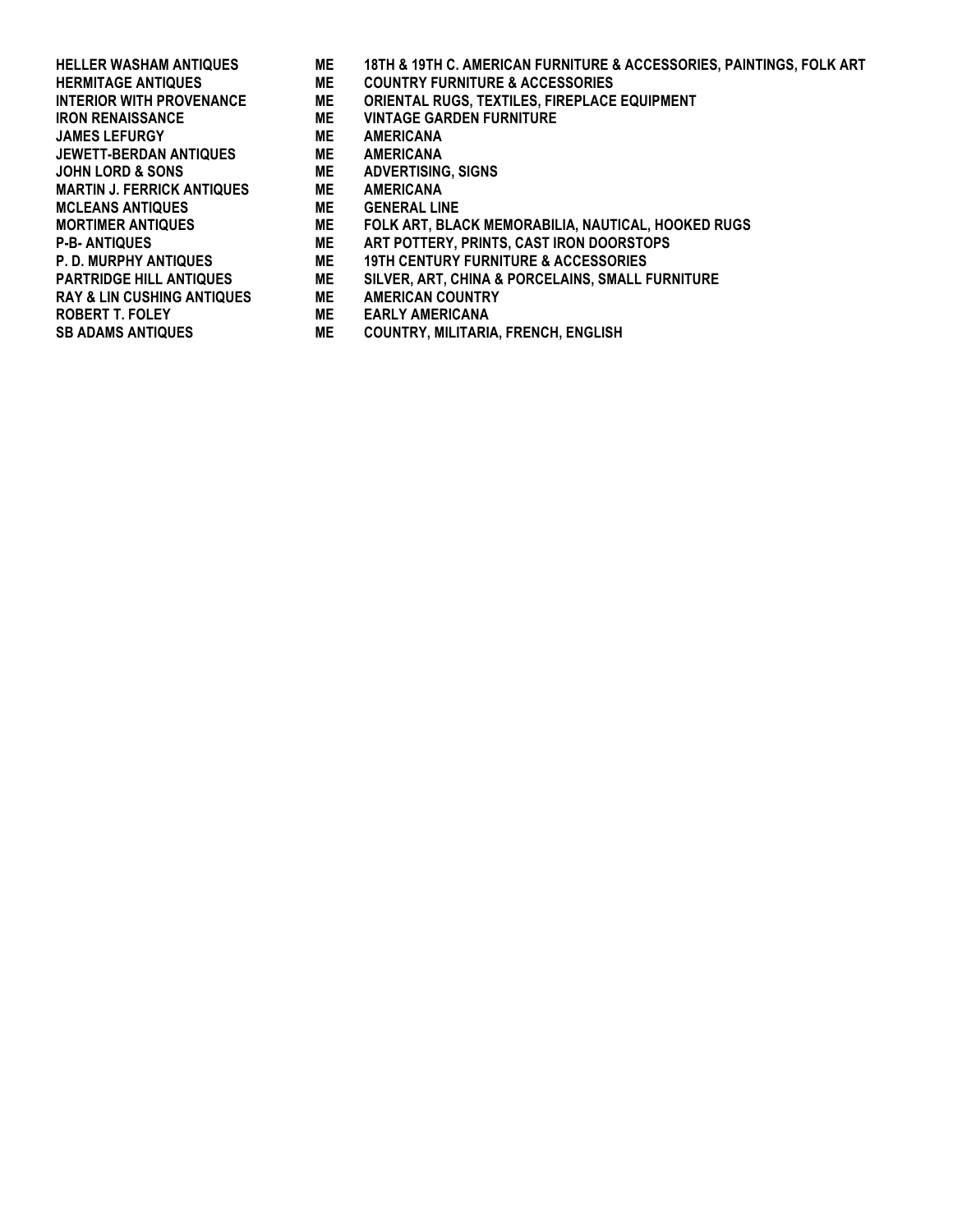| | | |
|---|---|---|
| HELLER WASHAM ANTIQUES | ME | 18TH & 19TH C. AMERICAN FURNITURE & ACCESSORIES, PAINTINGS, FOLK ART |
| HERMITAGE ANTIQUES | ME | COUNTRY FURNITURE & ACCESSORIES |
| INTERIOR WITH PROVENANCE | ME | ORIENTAL RUGS, TEXTILES, FIREPLACE EQUIPMENT |
| IRON RENAISSANCE | ME | VINTAGE GARDEN FURNITURE |
| JAMES LEFURGY | ME | AMERICANA |
| JEWETT-BERDAN ANTIQUES | ME | AMERICANA |
| JOHN LORD & SONS | ME | ADVERTISING, SIGNS |
| MARTIN J. FERRICK ANTIQUES | ME | AMERICANA |
| MCLEANS ANTIQUES | ME | GENERAL LINE |
| MORTIMER ANTIQUES | ME | FOLK ART, BLACK MEMORABILIA, NAUTICAL, HOOKED RUGS |
| P-B- ANTIQUES | ME | ART POTTERY, PRINTS, CAST IRON DOORSTOPS |
| P. D. MURPHY ANTIQUES | ME | 19TH CENTURY FURNITURE & ACCESSORIES |
| PARTRIDGE HILL ANTIQUES | ME | SILVER, ART, CHINA & PORCELAINS, SMALL FURNITURE |
| RAY & LIN CUSHING ANTIQUES | ME | AMERICAN COUNTRY |
| ROBERT T. FOLEY | ME | EARLY AMERICANA |
| SB ADAMS ANTIQUES | ME | COUNTRY, MILITARIA, FRENCH, ENGLISH |